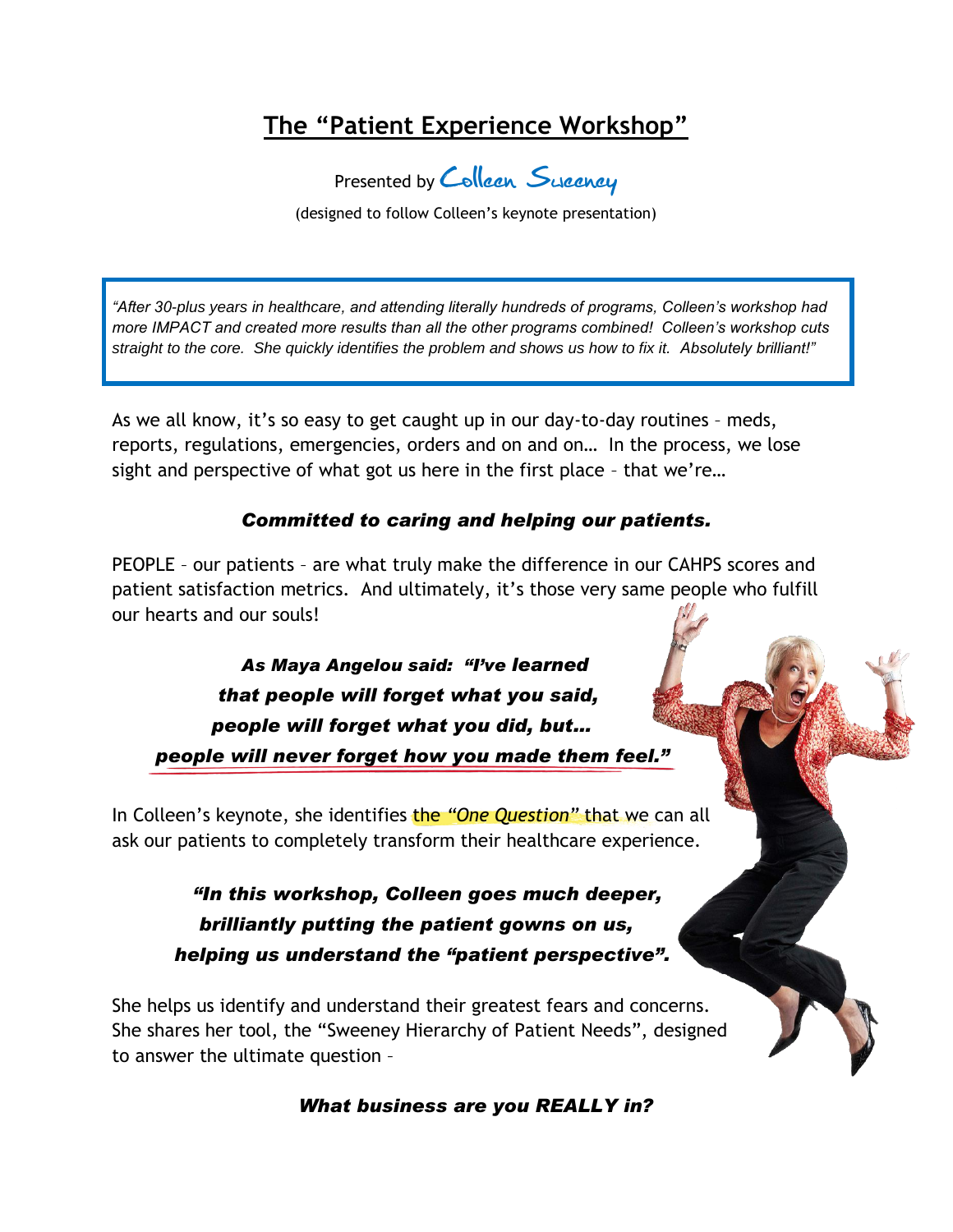# The "Patient Experience Workshop"

Presented by Colleen Sweeney

(designed to follow Colleen's keynote presentation)

> *"After 30-plus years in healthcare, and attending literally hundreds of programs, Colleen's workshop had more IMPACT and created more results than all the other programs combined! Colleen's workshop cuts straight to the core. She quickly identifies the problem and shows us how to fix it. Absolutely brilliant!"*

As we all know, it's so easy to get caught up in our day-to-day routines – meds, reports, regulations, emergencies, orders and on and on… In the process, we lose sight and perspective of what got us here in the first place – that we're…

***Committed to caring and helping our patients.***

PEOPLE – our patients – are what truly make the difference in our CAHPS scores and patient satisfaction metrics. And ultimately, it's those very same people who fulfill our hearts and our souls!

***As Maya Angelou said: "I've learned that people will forget what you said, people will forget what you did, but… people will never forget how you made them feel."***

In Colleen's keynote, she identifies the *"One Question"* that we can all ask our patients to completely transform their healthcare experience.

***"In this workshop, Colleen goes much deeper, brilliantly putting the patient gowns on us, helping us understand the "patient perspective".***

She helps us identify and understand their greatest fears and concerns. She shares her tool, the "Sweeney Hierarchy of Patient Needs", designed to answer the ultimate question –

***What business are you REALLY in?***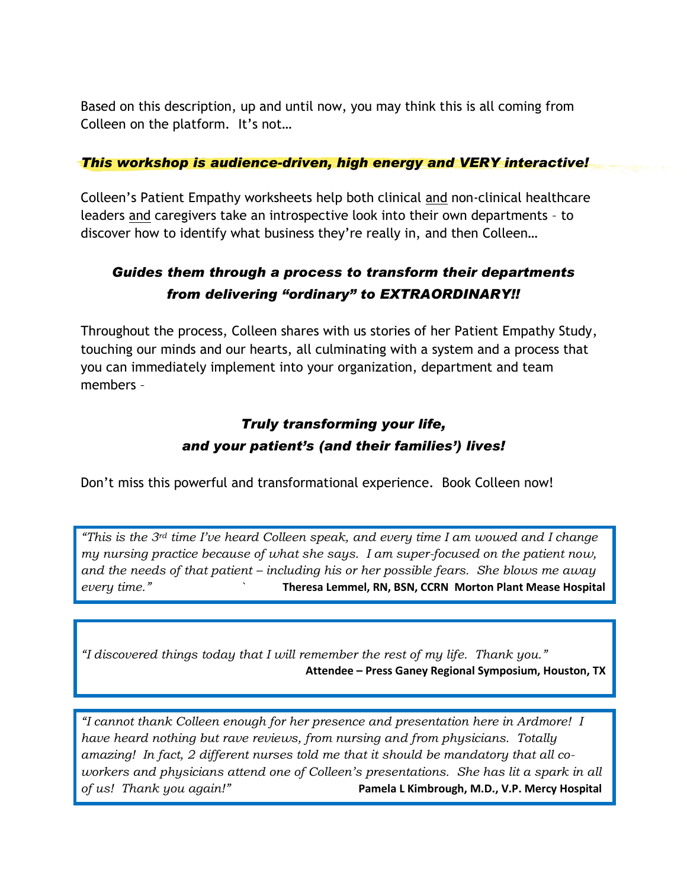Based on this description, up and until now, you may think this is all coming from Colleen on the platform. It's not…

***This workshop is audience-driven, high energy and VERY interactive!***

Colleen's Patient Empathy worksheets help both clinical <u>and</u> non-clinical healthcare leaders <u>and</u> caregivers take an introspective look into their own departments – to discover how to identify what business they're really in, and then Colleen…

***Guides them through a process to transform their departments from delivering "ordinary" to EXTRAORDINARY!!***

Throughout the process, Colleen shares with us stories of her Patient Empathy Study, touching our minds and our hearts, all culminating with a system and a process that you can immediately implement into your organization, department and team members –

***Truly transforming your life, and your patient's (and their families') lives!***

Don't miss this powerful and transformational experience. Book Colleen now!

> *"This is the 3rd time I've heard Colleen speak, and every time I am wowed and I change my nursing practice because of what she says. I am super-focused on the patient now, and the needs of that patient – including his or her possible fears. She blows me away every time."* ` **Theresa Lemmel, RN, BSN, CCRN Morton Plant Mease Hospital**

> *"I discovered things today that I will remember the rest of my life. Thank you."*
> **Attendee – Press Ganey Regional Symposium, Houston, TX**

> *"I cannot thank Colleen enough for her presence and presentation here in Ardmore! I have heard nothing but rave reviews, from nursing and from physicians. Totally amazing! In fact, 2 different nurses told me that it should be mandatory that all co-workers and physicians attend one of Colleen's presentations. She has lit a spark in all of us! Thank you again!"* **Pamela L Kimbrough, M.D., V.P. Mercy Hospital**